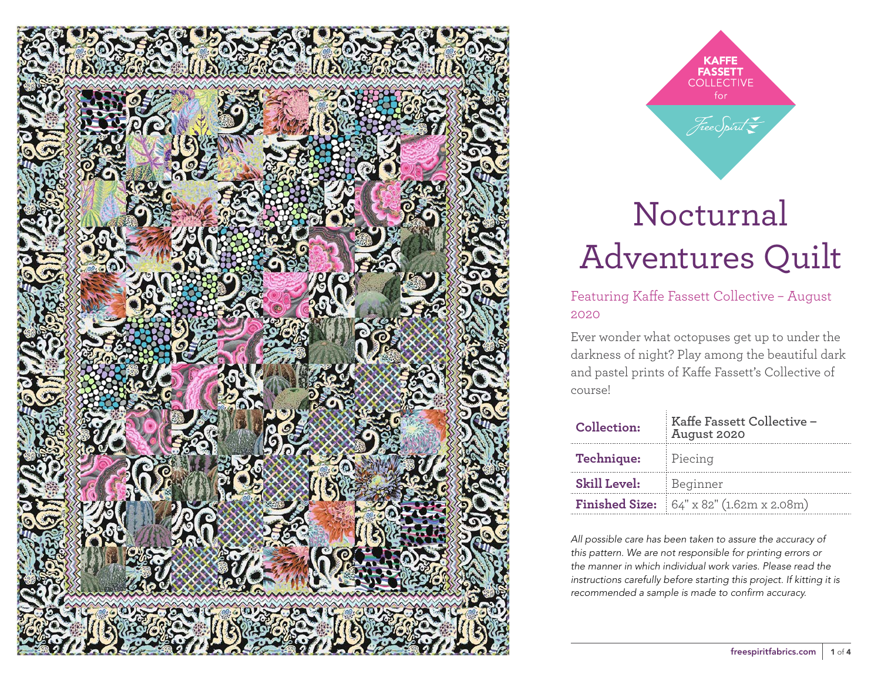KAFFE FASSETT COLLECTIVE for Free Spirit

# Nocturnal Adventures Quilt

Featuring Kaffe Fassett Collective – August 2020

Ever wonder what octopuses get up to under the darkness of night? Play among the beautiful dark and pastel prints of Kaffe Fassett's Collective of course!

| | |
|---|---|
| **Collection:** | Kaffe Fassett Collective – August 2020 |
| **Technique:** | Piecing |
| **Skill Level:** | Beginner |
| **Finished Size:** | 64" x 82" (1.62m x 2.08m) |

*All possible care has been taken to assure the accuracy of this pattern. We are not responsible for printing errors or the manner in which individual work varies. Please read the instructions carefully before starting this project. If kitting it is recommended a sample is made to confirm accuracy.*

freespiritfabrics.com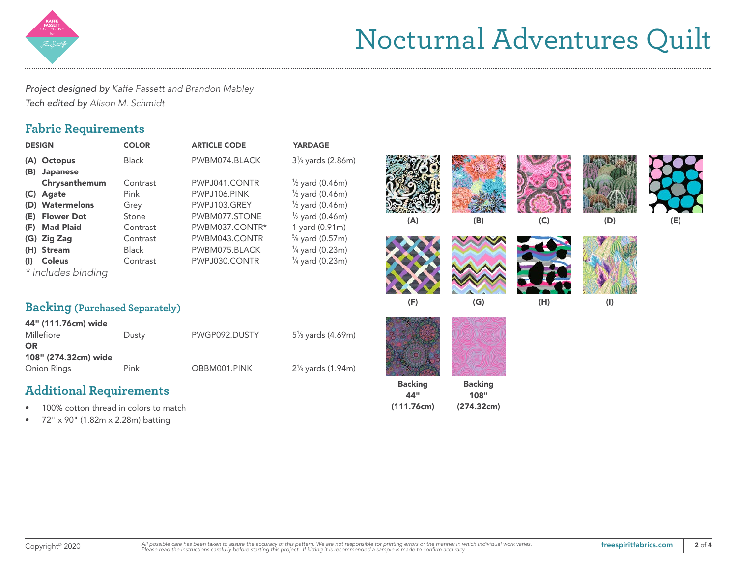# Nocturnal Adventures Quilt

*Project designed by* *Kaffe Fassett and Brandon Mabley*
*Tech edited by* *Alison M. Schmidt*

## Fabric Requirements

| DESIGN | COLOR | ARTICLE CODE | YARDAGE |
|---|---|---|---|
| **(A) Octopus** | Black | PWBM074.BLACK | 3⅛ yards (2.86m) |
| **(B) Japanese Chrysanthemum** | Contrast | PWPJ041.CONTR | ½ yard (0.46m) |
| **(C) Agate** | Pink | PWPJ106.PINK | ½ yard (0.46m) |
| **(D) Watermelons** | Grey | PWPJ103.GREY | ½ yard (0.46m) |
| **(E) Flower Dot** | Stone | PWBM077.STONE | ½ yard (0.46m) |
| **(F) Mad Plaid** | Contrast | PWBM037.CONTR* | 1 yard (0.91m) |
| **(G) Zig Zag** | Contrast | PWBM043.CONTR | ⅝ yard (0.57m) |
| **(H) Stream** | Black | PWBM075.BLACK | ¼ yard (0.23m) |
| **(I) Coleus** | Contrast | PWPJ030.CONTR | ¼ yard (0.23m) |

*\* includes binding*

(A) (B) (C) (D) (E)

(F) (G) (H) (I)

## Backing (Purchased Separately)

| | | | |
|---|---|---|---|
| **44" (111.76cm) wide** | | | |
| Millefiore | Dusty | PWGP092.DUSTY | 5⅛ yards (4.69m) |
| **OR** | | | |
| **108" (274.32cm) wide** | | | |
| Onion Rings | Pink | QBBM001.PINK | 2⅛ yards (1.94m) |

**Backing 44" (111.76cm)** **Backing 108" (274.32cm)**

## Additional Requirements

- 100% cotton thread in colors to match
- 72" x 90" (1.82m x 2.28m) batting

Copyright© 2020

*All possible care has been taken to assure the accuracy of this pattern. We are not responsible for printing errors or the manner in which individual work varies. Please read the instructions carefully before starting this project. If kitting it is recommended a sample is made to confirm accuracy.*

freespiritfabrics.com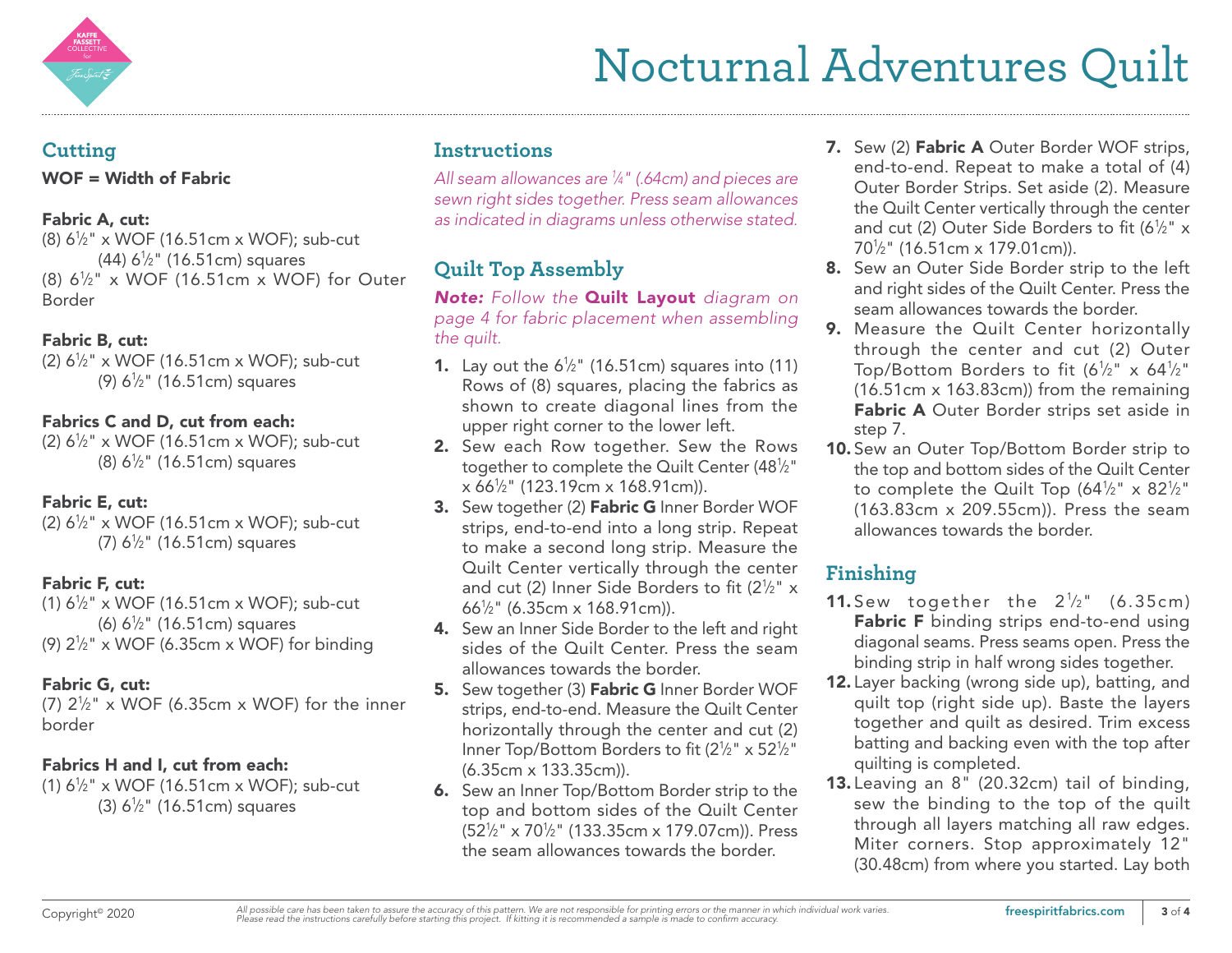# Nocturnal Adventures Quilt

## Cutting

**WOF = Width of Fabric**

**Fabric A, cut:**

(8) 6½" x WOF (16.51cm x WOF); sub-cut (44) 6½" (16.51cm) squares

(8) 6½" x WOF (16.51cm x WOF) for Outer Border

**Fabric B, cut:**

(2) 6½" x WOF (16.51cm x WOF); sub-cut (9) 6½" (16.51cm) squares

**Fabrics C and D, cut from each:**

(2) 6½" x WOF (16.51cm x WOF); sub-cut (8) 6½" (16.51cm) squares

**Fabric E, cut:**

(2) 6½" x WOF (16.51cm x WOF); sub-cut (7) 6½" (16.51cm) squares

**Fabric F, cut:**

(1) 6½" x WOF (16.51cm x WOF); sub-cut (6) 6½" (16.51cm) squares

(9) 2½" x WOF (6.35cm x WOF) for binding

**Fabric G, cut:**

(7) 2½" x WOF (6.35cm x WOF) for the inner border

**Fabrics H and I, cut from each:**

(1) 6½" x WOF (16.51cm x WOF); sub-cut (3) 6½" (16.51cm) squares

## Instructions

*All seam allowances are ¼" (.64cm) and pieces are sewn right sides together. Press seam allowances as indicated in diagrams unless otherwise stated.*

## Quilt Top Assembly

***Note:*** *Follow the* ***Quilt Layout*** *diagram on page 4 for fabric placement when assembling the quilt.*

1. Lay out the 6½" (16.51cm) squares into (11) Rows of (8) squares, placing the fabrics as shown to create diagonal lines from the upper right corner to the lower left.
2. Sew each Row together. Sew the Rows together to complete the Quilt Center (48½" x 66½" (123.19cm x 168.91cm)).
3. Sew together (2) **Fabric G** Inner Border WOF strips, end-to-end into a long strip. Repeat to make a second long strip. Measure the Quilt Center vertically through the center and cut (2) Inner Side Borders to fit (2½" x 66½" (6.35cm x 168.91cm)).
4. Sew an Inner Side Border to the left and right sides of the Quilt Center. Press the seam allowances towards the border.
5. Sew together (3) **Fabric G** Inner Border WOF strips, end-to-end. Measure the Quilt Center horizontally through the center and cut (2) Inner Top/Bottom Borders to fit (2½" x 52½" (6.35cm x 133.35cm)).
6. Sew an Inner Top/Bottom Border strip to the top and bottom sides of the Quilt Center (52½" x 70½" (133.35cm x 179.07cm)). Press the seam allowances towards the border.
7. Sew (2) **Fabric A** Outer Border WOF strips, end-to-end. Repeat to make a total of (4) Outer Border Strips. Set aside (2). Measure the Quilt Center vertically through the center and cut (2) Outer Side Borders to fit (6½" x 70½" (16.51cm x 179.01cm)).
8. Sew an Outer Side Border strip to the left and right sides of the Quilt Center. Press the seam allowances towards the border.
9. Measure the Quilt Center horizontally through the center and cut (2) Outer Top/Bottom Borders to fit (6½" x 64½" (16.51cm x 163.83cm)) from the remaining **Fabric A** Outer Border strips set aside in step 7.
10. Sew an Outer Top/Bottom Border strip to the top and bottom sides of the Quilt Center to complete the Quilt Top (64½" x 82½" (163.83cm x 209.55cm)). Press the seam allowances towards the border.

## Finishing

11. Sew together the 2½" (6.35cm) **Fabric F** binding strips end-to-end using diagonal seams. Press seams open. Press the binding strip in half wrong sides together.
12. Layer backing (wrong side up), batting, and quilt top (right side up). Baste the layers together and quilt as desired. Trim excess batting and backing even with the top after quilting is completed.
13. Leaving an 8" (20.32cm) tail of binding, sew the binding to the top of the quilt through all layers matching all raw edges. Miter corners. Stop approximately 12" (30.48cm) from where you started. Lay both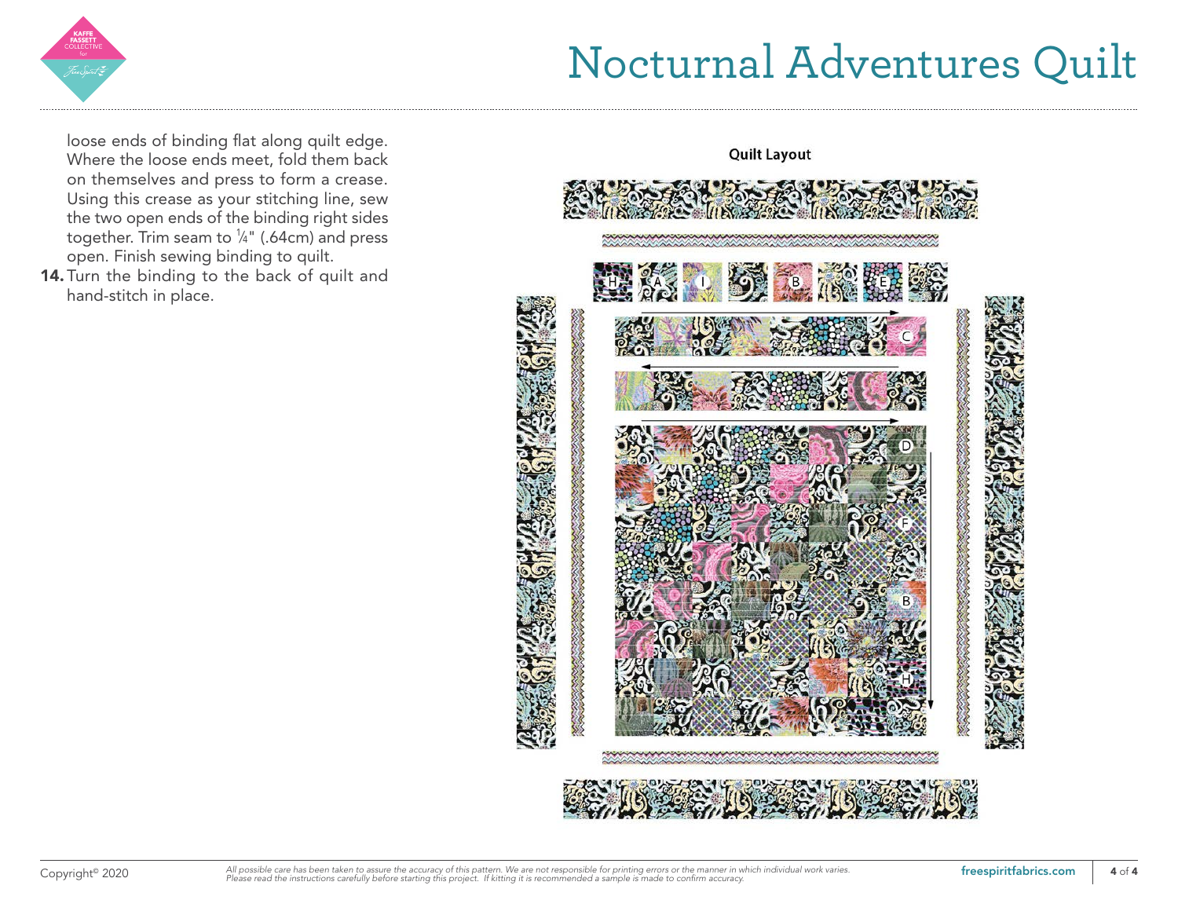loose ends of binding flat along quilt edge. Where the loose ends meet, fold them back on themselves and press to form a crease. Using this crease as your stitching line, sew the two open ends of the binding right sides together. Trim seam to ¼" (.64cm) and press open. Finish sewing binding to quilt.

**14.** Turn the binding to the back of quilt and hand-stitch in place.

**Quilt Layout**

H A I B E

C

D

F

B

H

Copyright© 2020

*All possible care has been taken to assure the accuracy of this pattern. We are not responsible for printing errors or the manner in which individual work varies. Please read the instructions carefully before starting this project. If kitting it is recommended a sample is made to confirm accuracy.*

**freespiritfabrics.com**